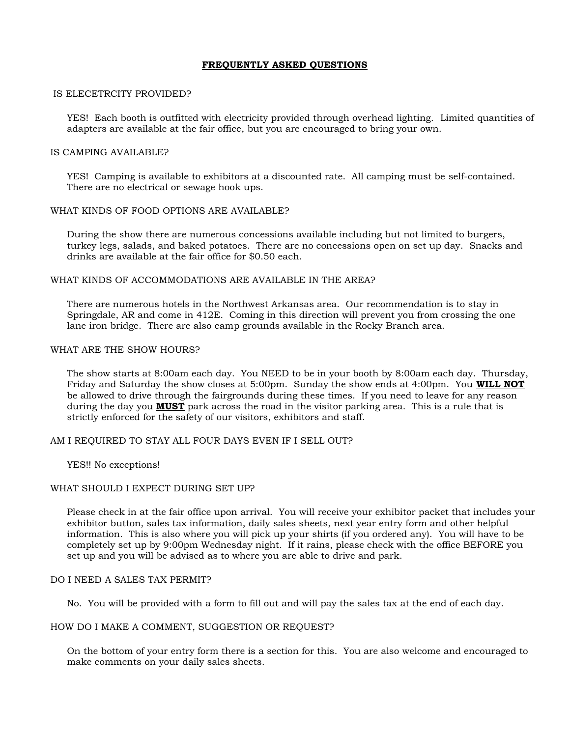## FREQUENTLY ASKED QUESTIONS

IS ELECETRCITY PROVIDED?

YES! Each booth is outfitted with electricity provided through overhead lighting. Limited quantities of adapters are available at the fair office, but you are encouraged to bring your own.

IS CAMPING AVAILABLE?

YES! Camping is available to exhibitors at a discounted rate. All camping must be self-contained. There are no electrical or sewage hook ups.

WHAT KINDS OF FOOD OPTIONS ARE AVAILABLE?

During the show there are numerous concessions available including but not limited to burgers, turkey legs, salads, and baked potatoes. There are no concessions open on set up day. Snacks and drinks are available at the fair office for $0.50 each.

WHAT KINDS OF ACCOMMODATIONS ARE AVAILABLE IN THE AREA?

There are numerous hotels in the Northwest Arkansas area. Our recommendation is to stay in Springdale, AR and come in 412E. Coming in this direction will prevent you from crossing the one lane iron bridge. There are also camp grounds available in the Rocky Branch area.

WHAT ARE THE SHOW HOURS?

The show starts at 8:00am each day. You NEED to be in your booth by 8:00am each day. Thursday, Friday and Saturday the show closes at 5:00pm. Sunday the show ends at 4:00pm. You **WILL NOT** be allowed to drive through the fairgrounds during these times. If you need to leave for any reason during the day you **MUST** park across the road in the visitor parking area. This is a rule that is strictly enforced for the safety of our visitors, exhibitors and staff.

AM I REQUIRED TO STAY ALL FOUR DAYS EVEN IF I SELL OUT?

YES!! No exceptions!

WHAT SHOULD I EXPECT DURING SET UP?

Please check in at the fair office upon arrival. You will receive your exhibitor packet that includes your exhibitor button, sales tax information, daily sales sheets, next year entry form and other helpful information. This is also where you will pick up your shirts (if you ordered any). You will have to be completely set up by 9:00pm Wednesday night. If it rains, please check with the office BEFORE you set up and you will be advised as to where you are able to drive and park.

DO I NEED A SALES TAX PERMIT?

No. You will be provided with a form to fill out and will pay the sales tax at the end of each day.

HOW DO I MAKE A COMMENT, SUGGESTION OR REQUEST?

On the bottom of your entry form there is a section for this. You are also welcome and encouraged to make comments on your daily sales sheets.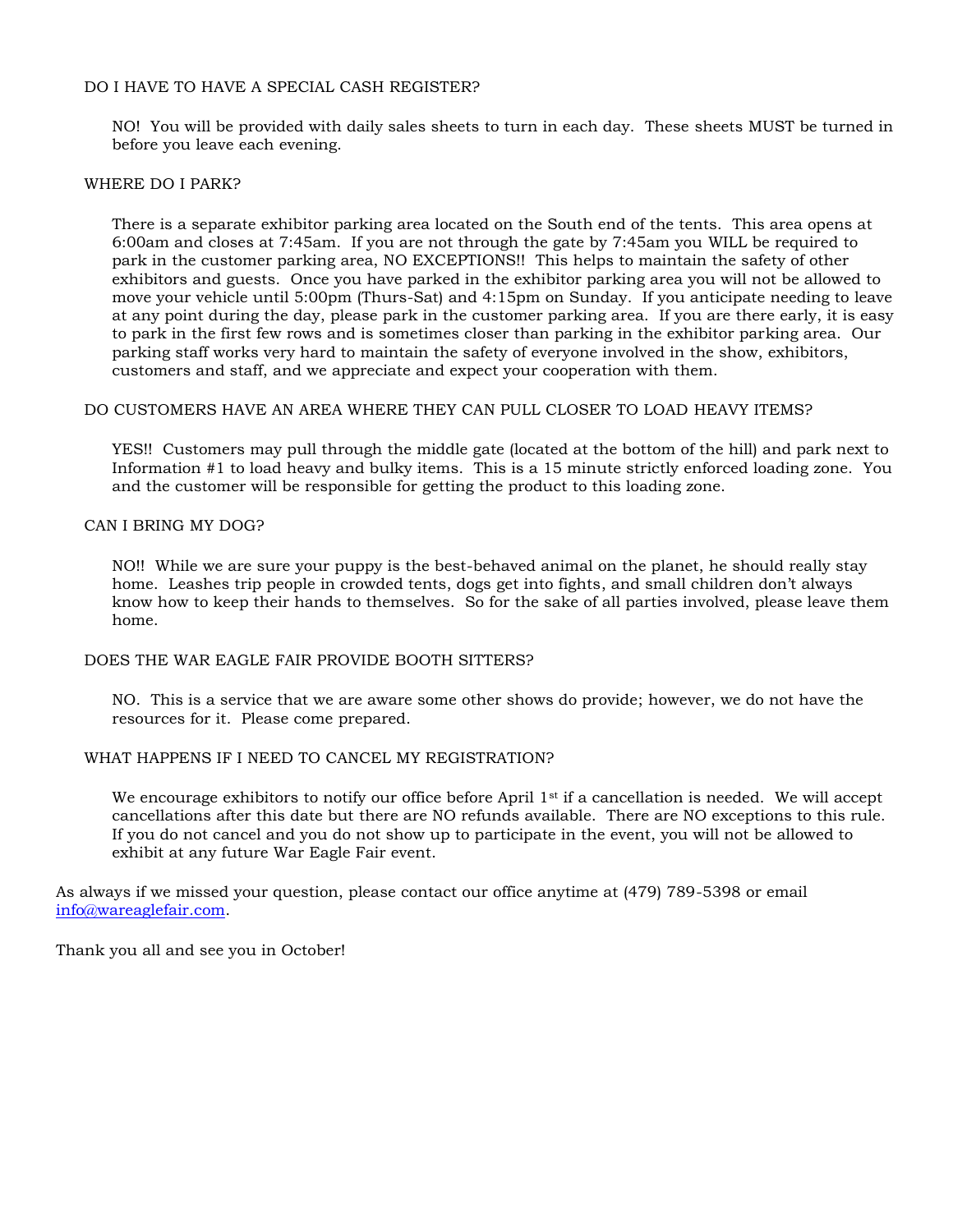DO I HAVE TO HAVE A SPECIAL CASH REGISTER?

NO! You will be provided with daily sales sheets to turn in each day. These sheets MUST be turned in before you leave each evening.

WHERE DO I PARK?

There is a separate exhibitor parking area located on the South end of the tents. This area opens at 6:00am and closes at 7:45am. If you are not through the gate by 7:45am you WILL be required to park in the customer parking area, NO EXCEPTIONS!! This helps to maintain the safety of other exhibitors and guests. Once you have parked in the exhibitor parking area you will not be allowed to move your vehicle until 5:00pm (Thurs-Sat) and 4:15pm on Sunday. If you anticipate needing to leave at any point during the day, please park in the customer parking area. If you are there early, it is easy to park in the first few rows and is sometimes closer than parking in the exhibitor parking area. Our parking staff works very hard to maintain the safety of everyone involved in the show, exhibitors, customers and staff, and we appreciate and expect your cooperation with them.

DO CUSTOMERS HAVE AN AREA WHERE THEY CAN PULL CLOSER TO LOAD HEAVY ITEMS?

YES!! Customers may pull through the middle gate (located at the bottom of the hill) and park next to Information #1 to load heavy and bulky items. This is a 15 minute strictly enforced loading zone. You and the customer will be responsible for getting the product to this loading zone.

CAN I BRING MY DOG?

NO!! While we are sure your puppy is the best-behaved animal on the planet, he should really stay home. Leashes trip people in crowded tents, dogs get into fights, and small children don't always know how to keep their hands to themselves. So for the sake of all parties involved, please leave them home.

DOES THE WAR EAGLE FAIR PROVIDE BOOTH SITTERS?

NO. This is a service that we are aware some other shows do provide; however, we do not have the resources for it. Please come prepared.

WHAT HAPPENS IF I NEED TO CANCEL MY REGISTRATION?

We encourage exhibitors to notify our office before April 1st if a cancellation is needed. We will accept cancellations after this date but there are NO refunds available. There are NO exceptions to this rule. If you do not cancel and you do not show up to participate in the event, you will not be allowed to exhibit at any future War Eagle Fair event.

As always if we missed your question, please contact our office anytime at (479) 789-5398 or email info@wareaglefair.com.

Thank you all and see you in October!